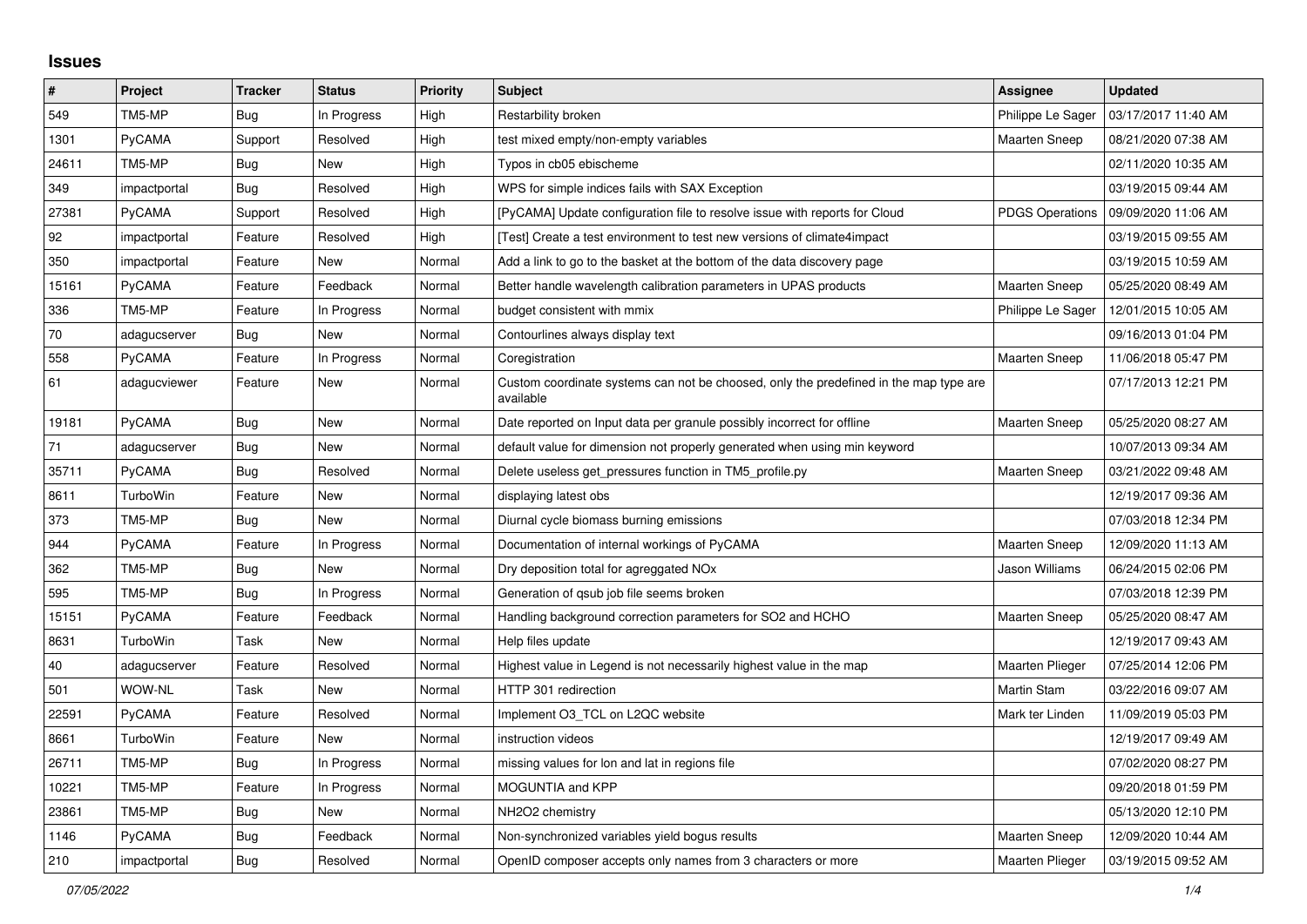# Issues

| # | Project | Tracker | Status | Priority | Subject | Assignee | Updated |
|---|---|---|---|---|---|---|---|
| 549 | TM5-MP | Bug | In Progress | High | Restarbility broken | Philippe Le Sager | 03/17/2017 11:40 AM |
| 1301 | PyCAMA | Support | Resolved | High | test mixed empty/non-empty variables | Maarten Sneep | 08/21/2020 07:38 AM |
| 24611 | TM5-MP | Bug | New | High | Typos in cb05 ebischeme | | 02/11/2020 10:35 AM |
| 349 | impactportal | Bug | Resolved | High | WPS for simple indices fails with SAX Exception | | 03/19/2015 09:44 AM |
| 27381 | PyCAMA | Support | Resolved | High | [PyCAMA] Update configuration file to resolve issue with reports for Cloud | PDGS Operations | 09/09/2020 11:06 AM |
| 92 | impactportal | Feature | Resolved | High | [Test] Create a test environment to test new versions of climate4impact | | 03/19/2015 09:55 AM |
| 350 | impactportal | Feature | New | Normal | Add a link to go to the basket at the bottom of the data discovery page | | 03/19/2015 10:59 AM |
| 15161 | PyCAMA | Feature | Feedback | Normal | Better handle wavelength calibration parameters in UPAS products | Maarten Sneep | 05/25/2020 08:49 AM |
| 336 | TM5-MP | Feature | In Progress | Normal | budget consistent with mmix | Philippe Le Sager | 12/01/2015 10:05 AM |
| 70 | adagucserver | Bug | New | Normal | Contourlines always display text | | 09/16/2013 01:04 PM |
| 558 | PyCAMA | Feature | In Progress | Normal | Coregistration | Maarten Sneep | 11/06/2018 05:47 PM |
| 61 | adagucviewer | Feature | New | Normal | Custom coordinate systems can not be choosed, only the predefined in the map type are available | | 07/17/2013 12:21 PM |
| 19181 | PyCAMA | Bug | New | Normal | Date reported on Input data per granule possibly incorrect for offline | Maarten Sneep | 05/25/2020 08:27 AM |
| 71 | adagucserver | Bug | New | Normal | default value for dimension not properly generated when using min keyword | | 10/07/2013 09:34 AM |
| 35711 | PyCAMA | Bug | Resolved | Normal | Delete useless get_pressures function in TM5_profile.py | Maarten Sneep | 03/21/2022 09:48 AM |
| 8611 | TurboWin | Feature | New | Normal | displaying latest obs | | 12/19/2017 09:36 AM |
| 373 | TM5-MP | Bug | New | Normal | Diurnal cycle biomass burning emissions | | 07/03/2018 12:34 PM |
| 944 | PyCAMA | Feature | In Progress | Normal | Documentation of internal workings of PyCAMA | Maarten Sneep | 12/09/2020 11:13 AM |
| 362 | TM5-MP | Bug | New | Normal | Dry deposition total for agreggated NOx | Jason Williams | 06/24/2015 02:06 PM |
| 595 | TM5-MP | Bug | In Progress | Normal | Generation of qsub job file seems broken | | 07/03/2018 12:39 PM |
| 15151 | PyCAMA | Feature | Feedback | Normal | Handling background correction parameters for SO2 and HCHO | Maarten Sneep | 05/25/2020 08:47 AM |
| 8631 | TurboWin | Task | New | Normal | Help files update | | 12/19/2017 09:43 AM |
| 40 | adagucserver | Feature | Resolved | Normal | Highest value in Legend is not necessarily highest value in the map | Maarten Plieger | 07/25/2014 12:06 PM |
| 501 | WOW-NL | Task | New | Normal | HTTP 301 redirection | Martin Stam | 03/22/2016 09:07 AM |
| 22591 | PyCAMA | Feature | Resolved | Normal | Implement O3_TCL on L2QC website | Mark ter Linden | 11/09/2019 05:03 PM |
| 8661 | TurboWin | Feature | New | Normal | instruction videos | | 12/19/2017 09:49 AM |
| 26711 | TM5-MP | Bug | In Progress | Normal | missing values for lon and lat in regions file | | 07/02/2020 08:27 PM |
| 10221 | TM5-MP | Feature | In Progress | Normal | MOGUNTIA and KPP | | 09/20/2018 01:59 PM |
| 23861 | TM5-MP | Bug | New | Normal | NH2O2 chemistry | | 05/13/2020 12:10 PM |
| 1146 | PyCAMA | Bug | Feedback | Normal | Non-synchronized variables yield bogus results | Maarten Sneep | 12/09/2020 10:44 AM |
| 210 | impactportal | Bug | Resolved | Normal | OpenID composer accepts only names from 3 characters or more | Maarten Plieger | 03/19/2015 09:52 AM |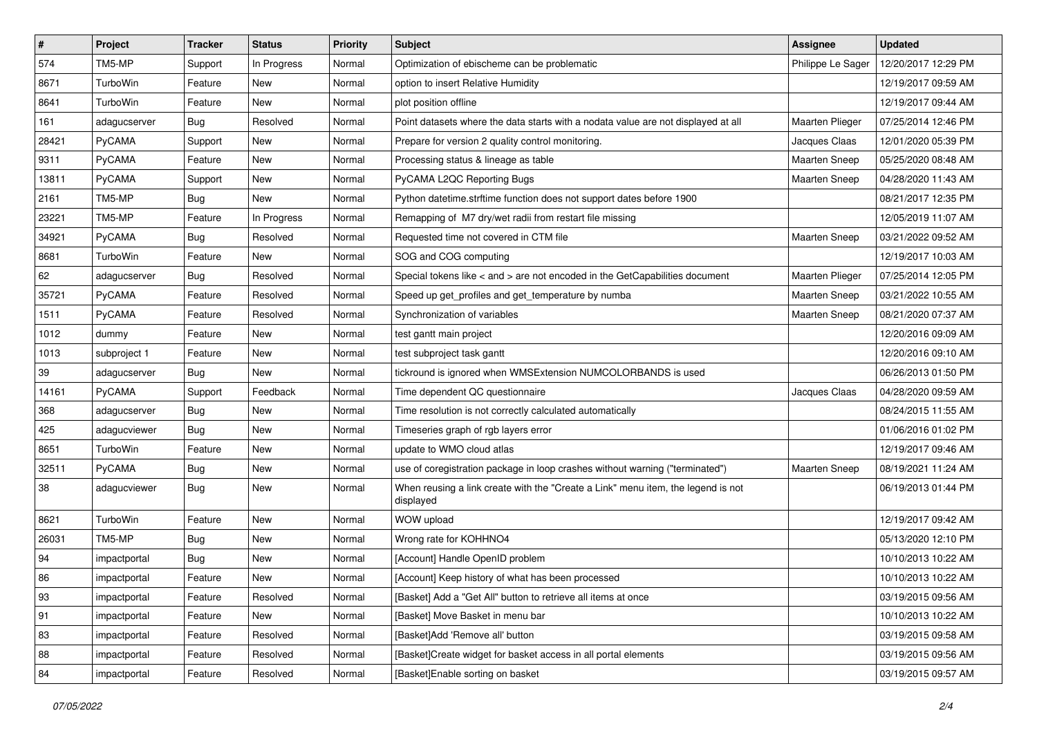| # | Project | Tracker | Status | Priority | Subject | Assignee | Updated |
|---|---|---|---|---|---|---|---|
| 574 | TM5-MP | Support | In Progress | Normal | Optimization of ebischeme can be problematic | Philippe Le Sager | 12/20/2017 12:29 PM |
| 8671 | TurboWin | Feature | New | Normal | option to insert Relative Humidity | | 12/19/2017 09:59 AM |
| 8641 | TurboWin | Feature | New | Normal | plot position offline | | 12/19/2017 09:44 AM |
| 161 | adagucserver | Bug | Resolved | Normal | Point datasets where the data starts with a nodata value are not displayed at all | Maarten Plieger | 07/25/2014 12:46 PM |
| 28421 | PyCAMA | Support | New | Normal | Prepare for version 2 quality control monitoring. | Jacques Claas | 12/01/2020 05:39 PM |
| 9311 | PyCAMA | Feature | New | Normal | Processing status & lineage as table | Maarten Sneep | 05/25/2020 08:48 AM |
| 13811 | PyCAMA | Support | New | Normal | PyCAMA L2QC Reporting Bugs | Maarten Sneep | 04/28/2020 11:43 AM |
| 2161 | TM5-MP | Bug | New | Normal | Python datetime.strftime function does not support dates before 1900 | | 08/21/2017 12:35 PM |
| 23221 | TM5-MP | Feature | In Progress | Normal | Remapping of M7 dry/wet radii from restart file missing | | 12/05/2019 11:07 AM |
| 34921 | PyCAMA | Bug | Resolved | Normal | Requested time not covered in CTM file | Maarten Sneep | 03/21/2022 09:52 AM |
| 8681 | TurboWin | Feature | New | Normal | SOG and COG computing | | 12/19/2017 10:03 AM |
| 62 | adagucserver | Bug | Resolved | Normal | Special tokens like < and > are not encoded in the GetCapabilities document | Maarten Plieger | 07/25/2014 12:05 PM |
| 35721 | PyCAMA | Feature | Resolved | Normal | Speed up get_profiles and get_temperature by numba | Maarten Sneep | 03/21/2022 10:55 AM |
| 1511 | PyCAMA | Feature | Resolved | Normal | Synchronization of variables | Maarten Sneep | 08/21/2020 07:37 AM |
| 1012 | dummy | Feature | New | Normal | test gantt main project | | 12/20/2016 09:09 AM |
| 1013 | subproject 1 | Feature | New | Normal | test subproject task gantt | | 12/20/2016 09:10 AM |
| 39 | adagucserver | Bug | New | Normal | tickround is ignored when WMSExtension NUMCOLORBANDS is used | | 06/26/2013 01:50 PM |
| 14161 | PyCAMA | Support | Feedback | Normal | Time dependent QC questionnaire | Jacques Claas | 04/28/2020 09:59 AM |
| 368 | adagucserver | Bug | New | Normal | Time resolution is not correctly calculated automatically | | 08/24/2015 11:55 AM |
| 425 | adagucviewer | Bug | New | Normal | Timeseries graph of rgb layers error | | 01/06/2016 01:02 PM |
| 8651 | TurboWin | Feature | New | Normal | update to WMO cloud atlas | | 12/19/2017 09:46 AM |
| 32511 | PyCAMA | Bug | New | Normal | use of coregistration package in loop crashes without warning ("terminated") | Maarten Sneep | 08/19/2021 11:24 AM |
| 38 | adagucviewer | Bug | New | Normal | When reusing a link create with the "Create a Link" menu item, the legend is not displayed | | 06/19/2013 01:44 PM |
| 8621 | TurboWin | Feature | New | Normal | WOW upload | | 12/19/2017 09:42 AM |
| 26031 | TM5-MP | Bug | New | Normal | Wrong rate for KOHHNO4 | | 05/13/2020 12:10 PM |
| 94 | impactportal | Bug | New | Normal | [Account] Handle OpenID problem | | 10/10/2013 10:22 AM |
| 86 | impactportal | Feature | New | Normal | [Account] Keep history of what has been processed | | 10/10/2013 10:22 AM |
| 93 | impactportal | Feature | Resolved | Normal | [Basket] Add a "Get All" button to retrieve all items at once | | 03/19/2015 09:56 AM |
| 91 | impactportal | Feature | New | Normal | [Basket] Move Basket in menu bar | | 10/10/2013 10:22 AM |
| 83 | impactportal | Feature | Resolved | Normal | [Basket]Add 'Remove all' button | | 03/19/2015 09:58 AM |
| 88 | impactportal | Feature | Resolved | Normal | [Basket]Create widget for basket access in all portal elements | | 03/19/2015 09:56 AM |
| 84 | impactportal | Feature | Resolved | Normal | [Basket]Enable sorting on basket | | 03/19/2015 09:57 AM |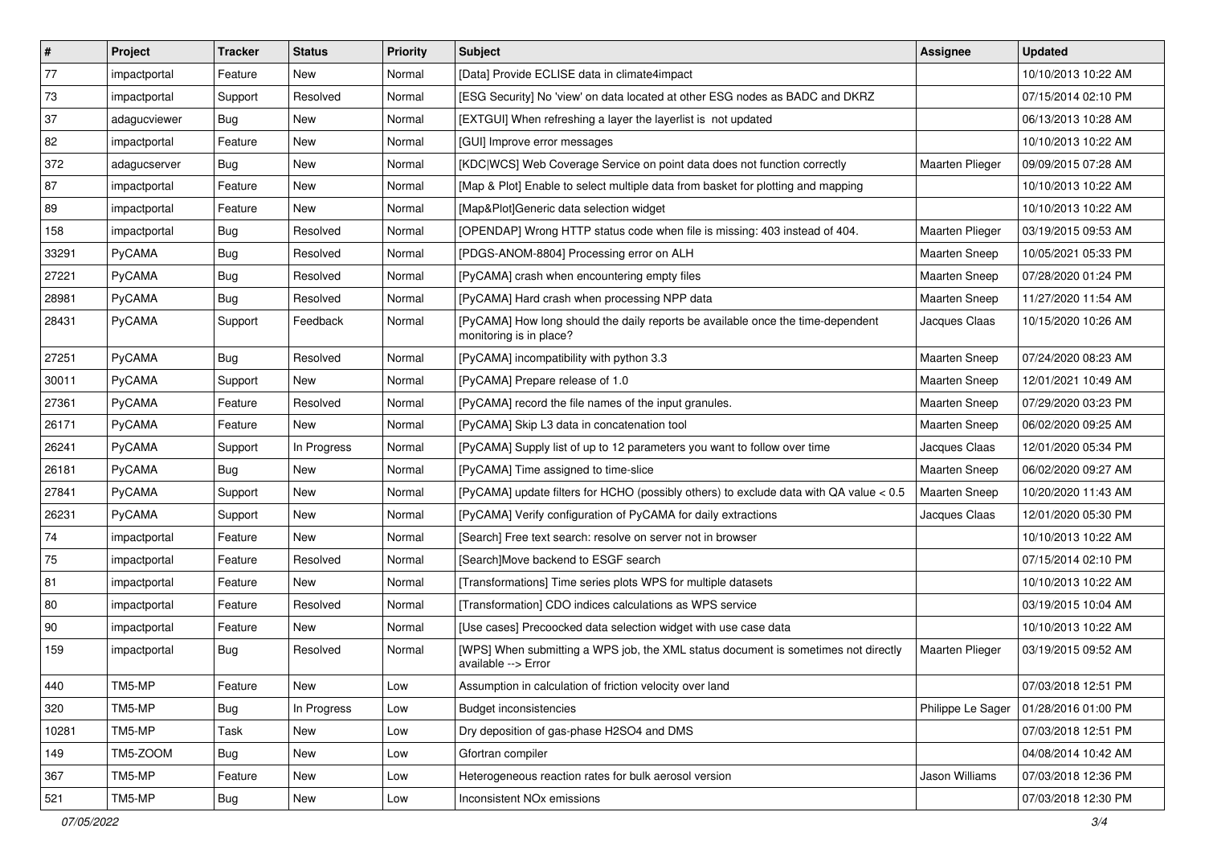| # | Project | Tracker | Status | Priority | Subject | Assignee | Updated |
|---|---|---|---|---|---|---|---|
| 77 | impactportal | Feature | New | Normal | [Data] Provide ECLISE data in climate4impact | | 10/10/2013 10:22 AM |
| 73 | impactportal | Support | Resolved | Normal | [ESG Security] No 'view' on data located at other ESG nodes as BADC and DKRZ | | 07/15/2014 02:10 PM |
| 37 | adagucviewer | Bug | New | Normal | [EXTGUI] When refreshing a layer the layerlist is not updated | | 06/13/2013 10:28 AM |
| 82 | impactportal | Feature | New | Normal | [GUI] Improve error messages | | 10/10/2013 10:22 AM |
| 372 | adagucserver | Bug | New | Normal | [KDC\|WCS] Web Coverage Service on point data does not function correctly | Maarten Plieger | 09/09/2015 07:28 AM |
| 87 | impactportal | Feature | New | Normal | [Map & Plot] Enable to select multiple data from basket for plotting and mapping | | 10/10/2013 10:22 AM |
| 89 | impactportal | Feature | New | Normal | [Map&Plot]Generic data selection widget | | 10/10/2013 10:22 AM |
| 158 | impactportal | Bug | Resolved | Normal | [OPENDAP] Wrong HTTP status code when file is missing: 403 instead of 404. | Maarten Plieger | 03/19/2015 09:53 AM |
| 33291 | PyCAMA | Bug | Resolved | Normal | [PDGS-ANOM-8804] Processing error on ALH | Maarten Sneep | 10/05/2021 05:33 PM |
| 27221 | PyCAMA | Bug | Resolved | Normal | [PyCAMA] crash when encountering empty files | Maarten Sneep | 07/28/2020 01:24 PM |
| 28981 | PyCAMA | Bug | Resolved | Normal | [PyCAMA] Hard crash when processing NPP data | Maarten Sneep | 11/27/2020 11:54 AM |
| 28431 | PyCAMA | Support | Feedback | Normal | [PyCAMA] How long should the daily reports be available once the time-dependent monitoring is in place? | Jacques Claas | 10/15/2020 10:26 AM |
| 27251 | PyCAMA | Bug | Resolved | Normal | [PyCAMA] incompatibility with python 3.3 | Maarten Sneep | 07/24/2020 08:23 AM |
| 30011 | PyCAMA | Support | New | Normal | [PyCAMA] Prepare release of 1.0 | Maarten Sneep | 12/01/2021 10:49 AM |
| 27361 | PyCAMA | Feature | Resolved | Normal | [PyCAMA] record the file names of the input granules. | Maarten Sneep | 07/29/2020 03:23 PM |
| 26171 | PyCAMA | Feature | New | Normal | [PyCAMA] Skip L3 data in concatenation tool | Maarten Sneep | 06/02/2020 09:25 AM |
| 26241 | PyCAMA | Support | In Progress | Normal | [PyCAMA] Supply list of up to 12 parameters you want to follow over time | Jacques Claas | 12/01/2020 05:34 PM |
| 26181 | PyCAMA | Bug | New | Normal | [PyCAMA] Time assigned to time-slice | Maarten Sneep | 06/02/2020 09:27 AM |
| 27841 | PyCAMA | Support | New | Normal | [PyCAMA] update filters for HCHO (possibly others) to exclude data with QA value < 0.5 | Maarten Sneep | 10/20/2020 11:43 AM |
| 26231 | PyCAMA | Support | New | Normal | [PyCAMA] Verify configuration of PyCAMA for daily extractions | Jacques Claas | 12/01/2020 05:30 PM |
| 74 | impactportal | Feature | New | Normal | [Search] Free text search: resolve on server not in browser | | 10/10/2013 10:22 AM |
| 75 | impactportal | Feature | Resolved | Normal | [Search]Move backend to ESGF search | | 07/15/2014 02:10 PM |
| 81 | impactportal | Feature | New | Normal | [Transformations] Time series plots WPS for multiple datasets | | 10/10/2013 10:22 AM |
| 80 | impactportal | Feature | Resolved | Normal | [Transformation] CDO indices calculations as WPS service | | 03/19/2015 10:04 AM |
| 90 | impactportal | Feature | New | Normal | [Use cases] Precoocked data selection widget with use case data | | 10/10/2013 10:22 AM |
| 159 | impactportal | Bug | Resolved | Normal | [WPS] When submitting a WPS job, the XML status document is sometimes not directly available --> Error | Maarten Plieger | 03/19/2015 09:52 AM |
| 440 | TM5-MP | Feature | New | Low | Assumption in calculation of friction velocity over land | | 07/03/2018 12:51 PM |
| 320 | TM5-MP | Bug | In Progress | Low | Budget inconsistencies | Philippe Le Sager | 01/28/2016 01:00 PM |
| 10281 | TM5-MP | Task | New | Low | Dry deposition of gas-phase H2SO4 and DMS | | 07/03/2018 12:51 PM |
| 149 | TM5-ZOOM | Bug | New | Low | Gfortran compiler | | 04/08/2014 10:42 AM |
| 367 | TM5-MP | Feature | New | Low | Heterogeneous reaction rates for bulk aerosol version | Jason Williams | 07/03/2018 12:36 PM |
| 521 | TM5-MP | Bug | New | Low | Inconsistent NOx emissions | | 07/03/2018 12:30 PM |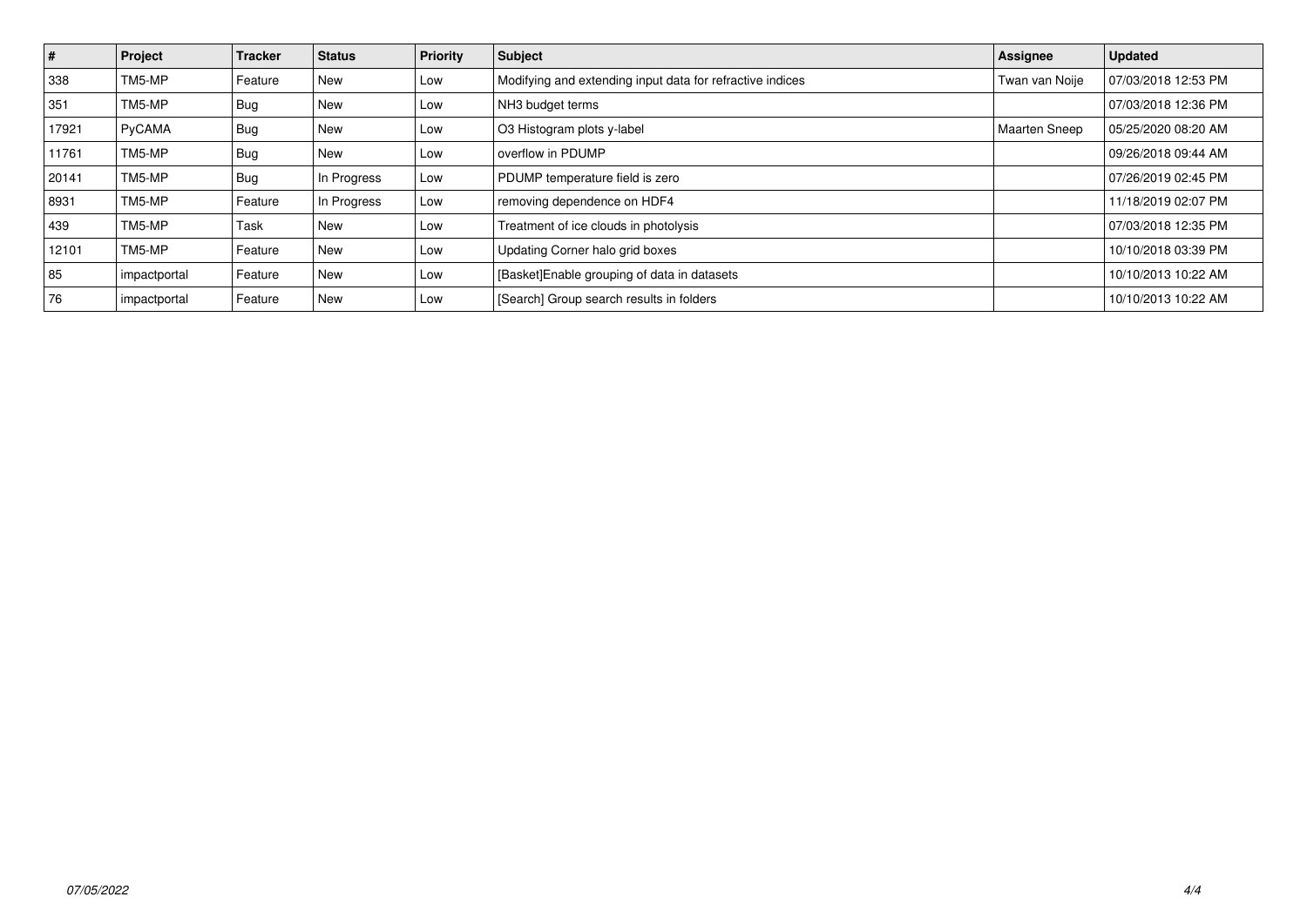| # | Project | Tracker | Status | Priority | Subject | Assignee | Updated |
|---|---|---|---|---|---|---|---|
| 338 | TM5-MP | Feature | New | Low | Modifying and extending input data for refractive indices | Twan van Noije | 07/03/2018 12:53 PM |
| 351 | TM5-MP | Bug | New | Low | NH3 budget terms | | 07/03/2018 12:36 PM |
| 17921 | PyCAMA | Bug | New | Low | O3 Histogram plots y-label | Maarten Sneep | 05/25/2020 08:20 AM |
| 11761 | TM5-MP | Bug | New | Low | overflow in PDUMP | | 09/26/2018 09:44 AM |
| 20141 | TM5-MP | Bug | In Progress | Low | PDUMP temperature field is zero | | 07/26/2019 02:45 PM |
| 8931 | TM5-MP | Feature | In Progress | Low | removing dependence on HDF4 | | 11/18/2019 02:07 PM |
| 439 | TM5-MP | Task | New | Low | Treatment of ice clouds in photolysis | | 07/03/2018 12:35 PM |
| 12101 | TM5-MP | Feature | New | Low | Updating Corner halo grid boxes | | 10/10/2018 03:39 PM |
| 85 | impactportal | Feature | New | Low | [Basket]Enable grouping of data in datasets | | 10/10/2013 10:22 AM |
| 76 | impactportal | Feature | New | Low | [Search] Group search results in folders | | 10/10/2013 10:22 AM |

*07/05/2022*